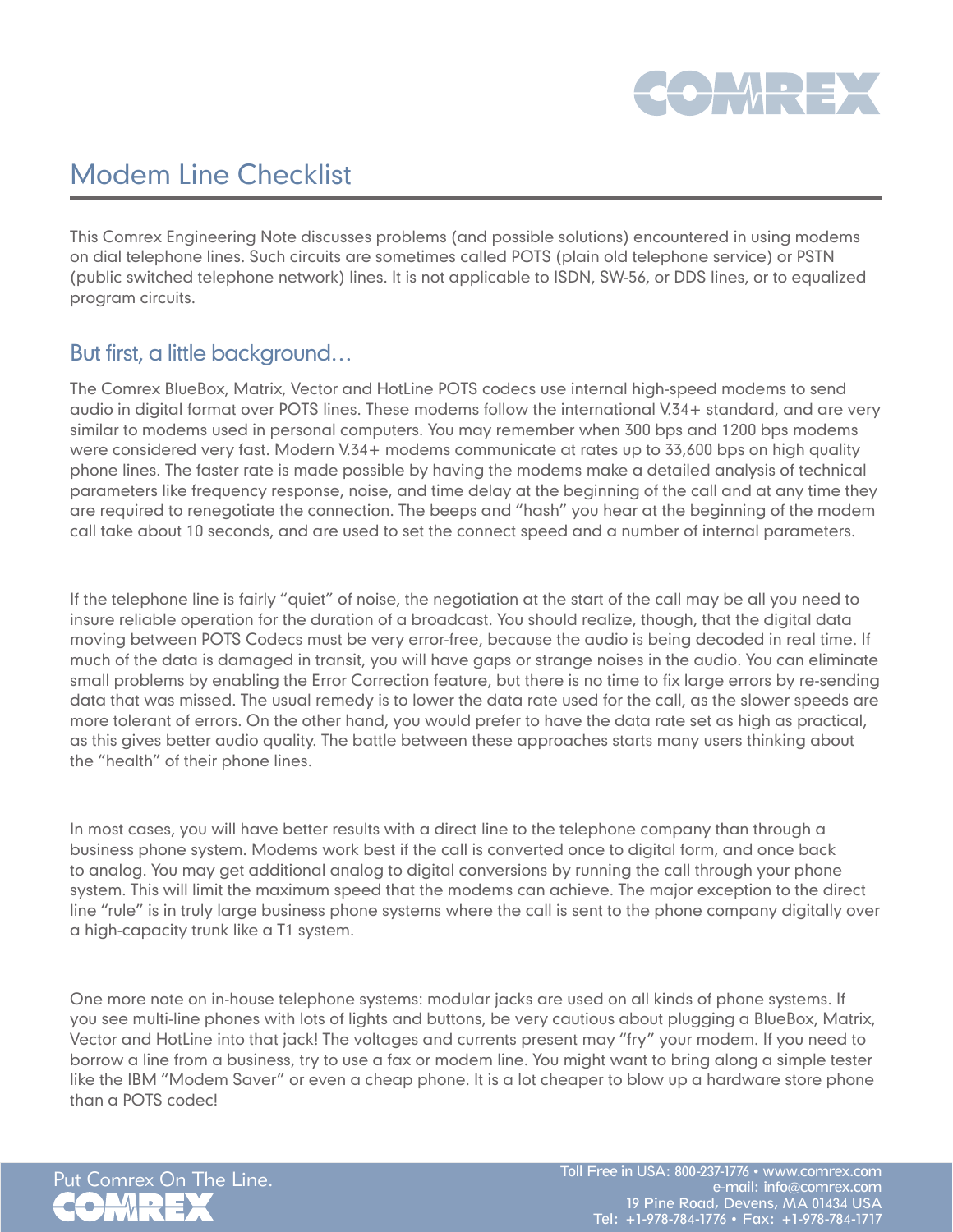# Modem Line Checklist

This Comrex Engineering Note discusses problems (and possible solutions) encountered in using modems on dial telephone lines. Such circuits are sometimes called POTS (plain old telephone service) or PSTN (public switched telephone network) lines. It is not applicable to ISDN, SW-56, or DDS lines, or to equalized program circuits.

## But first, a little background…

The Comrex BlueBox, Matrix, Vector and HotLine POTS codecs use internal high-speed modems to send audio in digital format over POTS lines. These modems follow the international V.34+ standard, and are very similar to modems used in personal computers. You may remember when 300 bps and 1200 bps modems were considered very fast. Modern V.34+ modems communicate at rates up to 33,600 bps on high quality phone lines. The faster rate is made possible by having the modems make a detailed analysis of technical parameters like frequency response, noise, and time delay at the beginning of the call and at any time they are required to renegotiate the connection. The beeps and "hash" you hear at the beginning of the modem call take about 10 seconds, and are used to set the connect speed and a number of internal parameters.

If the telephone line is fairly "quiet" of noise, the negotiation at the start of the call may be all you need to insure reliable operation for the duration of a broadcast. You should realize, though, that the digital data moving between POTS Codecs must be very error-free, because the audio is being decoded in real time. If much of the data is damaged in transit, you will have gaps or strange noises in the audio. You can eliminate small problems by enabling the Error Correction feature, but there is no time to fix large errors by re-sending data that was missed. The usual remedy is to lower the data rate used for the call, as the slower speeds are more tolerant of errors. On the other hand, you would prefer to have the data rate set as high as practical, as this gives better audio quality. The battle between these approaches starts many users thinking about the "health" of their phone lines.

In most cases, you will have better results with a direct line to the telephone company than through a business phone system. Modems work best if the call is converted once to digital form, and once back to analog. You may get additional analog to digital conversions by running the call through your phone system. This will limit the maximum speed that the modems can achieve. The major exception to the direct line "rule" is in truly large business phone systems where the call is sent to the phone company digitally over a high-capacity trunk like a T1 system.

One more note on in-house telephone systems: modular jacks are used on all kinds of phone systems. If you see multi-line phones with lots of lights and buttons, be very cautious about plugging a BlueBox, Matrix, Vector and HotLine into that jack! The voltages and currents present may "fry" your modem. If you need to borrow a line from a business, try to use a fax or modem line. You might want to bring along a simple tester like the IBM "Modem Saver" or even a cheap phone. It is a lot cheaper to blow up a hardware store phone than a POTS codec!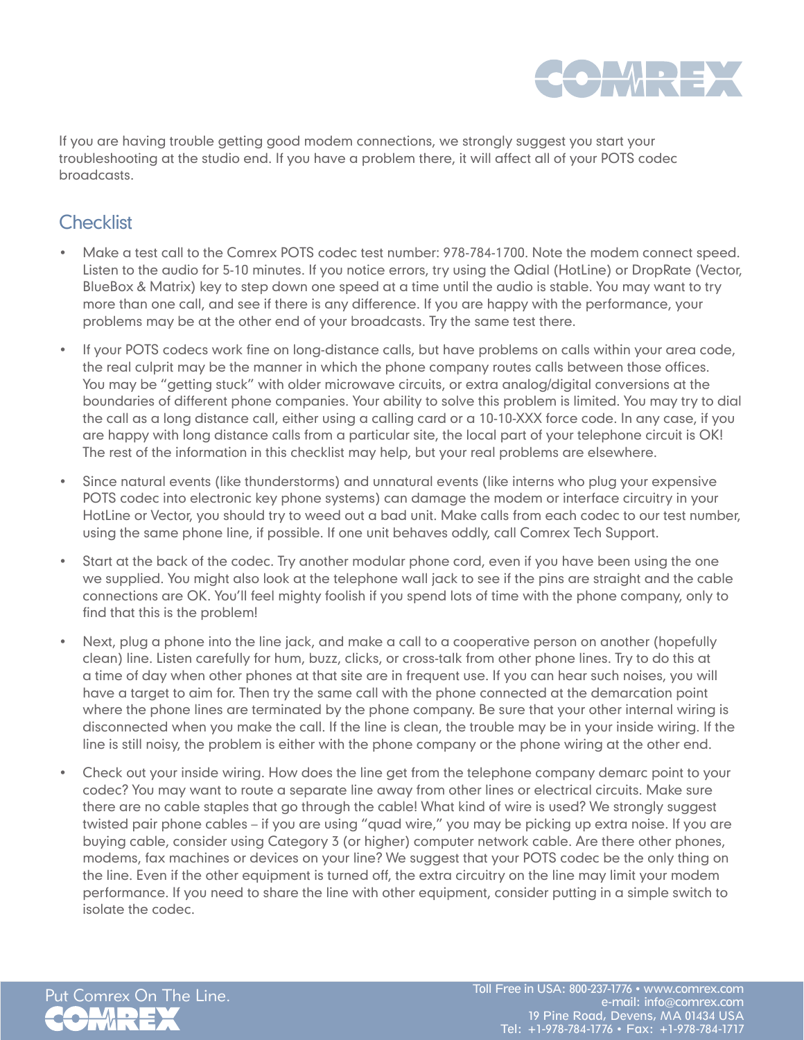If you are having trouble getting good modem connections, we strongly suggest you start your troubleshooting at the studio end. If you have a problem there, it will affect all of your POTS codec broadcasts.

## Checklist

- Make a test call to the Comrex POTS codec test number: 978-784-1700. Note the modem connect speed. Listen to the audio for 5-10 minutes. If you notice errors, try using the Qdial (HotLine) or DropRate (Vector, BlueBox & Matrix) key to step down one speed at a time until the audio is stable. You may want to try more than one call, and see if there is any difference. If you are happy with the performance, your problems may be at the other end of your broadcasts. Try the same test there.

- If your POTS codecs work fine on long-distance calls, but have problems on calls within your area code, the real culprit may be the manner in which the phone company routes calls between those offices. You may be "getting stuck" with older microwave circuits, or extra analog/digital conversions at the boundaries of different phone companies. Your ability to solve this problem is limited. You may try to dial the call as a long distance call, either using a calling card or a 10-10-XXX force code. In any case, if you are happy with long distance calls from a particular site, the local part of your telephone circuit is OK! The rest of the information in this checklist may help, but your real problems are elsewhere.

- Since natural events (like thunderstorms) and unnatural events (like interns who plug your expensive POTS codec into electronic key phone systems) can damage the modem or interface circuitry in your HotLine or Vector, you should try to weed out a bad unit. Make calls from each codec to our test number, using the same phone line, if possible. If one unit behaves oddly, call Comrex Tech Support.

- Start at the back of the codec. Try another modular phone cord, even if you have been using the one we supplied. You might also look at the telephone wall jack to see if the pins are straight and the cable connections are OK. You'll feel mighty foolish if you spend lots of time with the phone company, only to find that this is the problem!

- Next, plug a phone into the line jack, and make a call to a cooperative person on another (hopefully clean) line. Listen carefully for hum, buzz, clicks, or cross-talk from other phone lines. Try to do this at a time of day when other phones at that site are in frequent use. If you can hear such noises, you will have a target to aim for. Then try the same call with the phone connected at the demarcation point where the phone lines are terminated by the phone company. Be sure that your other internal wiring is disconnected when you make the call. If the line is clean, the trouble may be in your inside wiring. If the line is still noisy, the problem is either with the phone company or the phone wiring at the other end.

- Check out your inside wiring. How does the line get from the telephone company demarc point to your codec? You may want to route a separate line away from other lines or electrical circuits. Make sure there are no cable staples that go through the cable! What kind of wire is used? We strongly suggest twisted pair phone cables – if you are using "quad wire," you may be picking up extra noise. If you are buying cable, consider using Category 3 (or higher) computer network cable. Are there other phones, modems, fax machines or devices on your line? We suggest that your POTS codec be the only thing on the line. Even if the other equipment is turned off, the extra circuitry on the line may limit your modem performance. If you need to share the line with other equipment, consider putting in a simple switch to isolate the codec.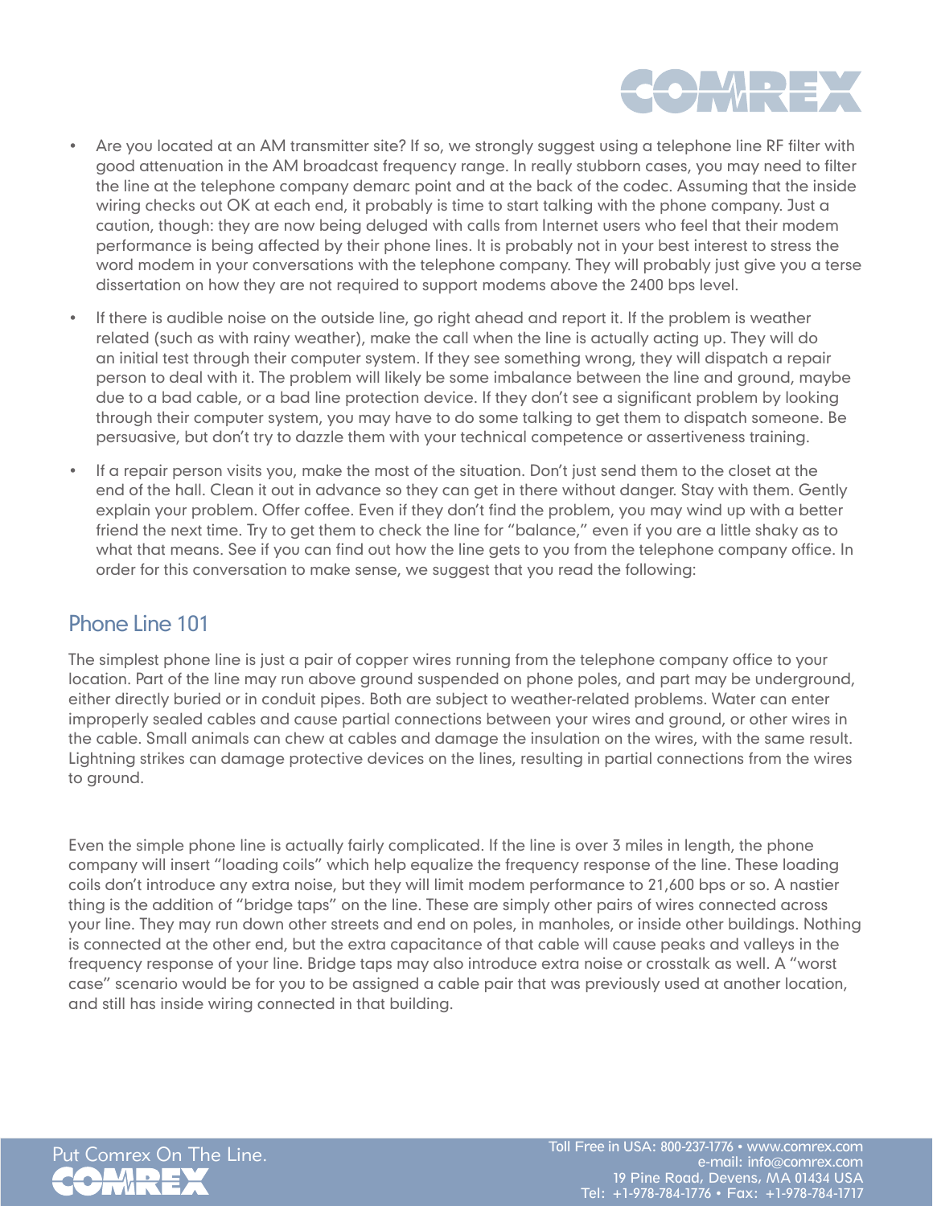- Are you located at an AM transmitter site? If so, we strongly suggest using a telephone line RF filter with good attenuation in the AM broadcast frequency range. In really stubborn cases, you may need to filter the line at the telephone company demarc point and at the back of the codec. Assuming that the inside wiring checks out OK at each end, it probably is time to start talking with the phone company. Just a caution, though: they are now being deluged with calls from Internet users who feel that their modem performance is being affected by their phone lines. It is probably not in your best interest to stress the word modem in your conversations with the telephone company. They will probably just give you a terse dissertation on how they are not required to support modems above the 2400 bps level.
- If there is audible noise on the outside line, go right ahead and report it. If the problem is weather related (such as with rainy weather), make the call when the line is actually acting up. They will do an initial test through their computer system. If they see something wrong, they will dispatch a repair person to deal with it. The problem will likely be some imbalance between the line and ground, maybe due to a bad cable, or a bad line protection device. If they don't see a significant problem by looking through their computer system, you may have to do some talking to get them to dispatch someone. Be persuasive, but don't try to dazzle them with your technical competence or assertiveness training.
- If a repair person visits you, make the most of the situation. Don't just send them to the closet at the end of the hall. Clean it out in advance so they can get in there without danger. Stay with them. Gently explain your problem. Offer coffee. Even if they don't find the problem, you may wind up with a better friend the next time. Try to get them to check the line for "balance," even if you are a little shaky as to what that means. See if you can find out how the line gets to you from the telephone company office. In order for this conversation to make sense, we suggest that you read the following:

## Phone Line 101

The simplest phone line is just a pair of copper wires running from the telephone company office to your location. Part of the line may run above ground suspended on phone poles, and part may be underground, either directly buried or in conduit pipes. Both are subject to weather-related problems. Water can enter improperly sealed cables and cause partial connections between your wires and ground, or other wires in the cable. Small animals can chew at cables and damage the insulation on the wires, with the same result. Lightning strikes can damage protective devices on the lines, resulting in partial connections from the wires to ground.

Even the simple phone line is actually fairly complicated. If the line is over 3 miles in length, the phone company will insert "loading coils" which help equalize the frequency response of the line. These loading coils don't introduce any extra noise, but they will limit modem performance to 21,600 bps or so. A nastier thing is the addition of "bridge taps" on the line. These are simply other pairs of wires connected across your line. They may run down other streets and end on poles, in manholes, or inside other buildings. Nothing is connected at the other end, but the extra capacitance of that cable will cause peaks and valleys in the frequency response of your line. Bridge taps may also introduce extra noise or crosstalk as well. A "worst case" scenario would be for you to be assigned a cable pair that was previously used at another location, and still has inside wiring connected in that building.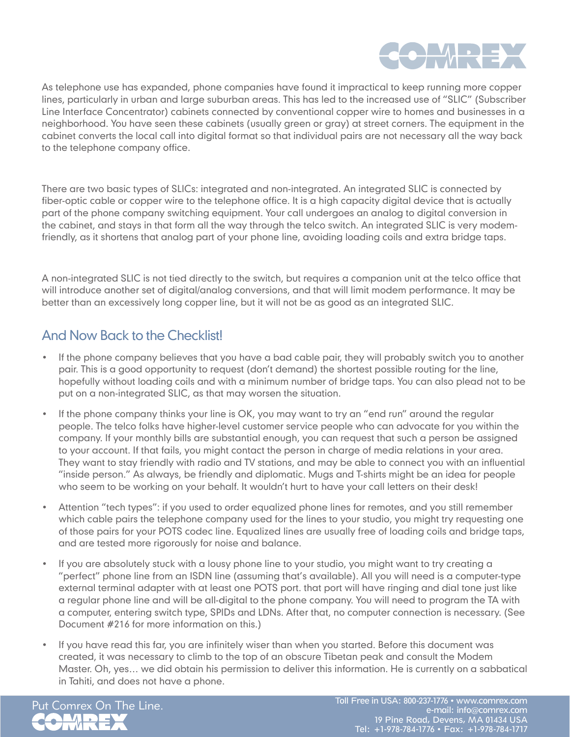As telephone use has expanded, phone companies have found it impractical to keep running more copper lines, particularly in urban and large suburban areas. This has led to the increased use of "SLIC" (Subscriber Line Interface Concentrator) cabinets connected by conventional copper wire to homes and businesses in a neighborhood. You have seen these cabinets (usually green or gray) at street corners. The equipment in the cabinet converts the local call into digital format so that individual pairs are not necessary all the way back to the telephone company office.

There are two basic types of SLICs: integrated and non-integrated. An integrated SLIC is connected by fiber-optic cable or copper wire to the telephone office. It is a high capacity digital device that is actually part of the phone company switching equipment. Your call undergoes an analog to digital conversion in the cabinet, and stays in that form all the way through the telco switch. An integrated SLIC is very modem-friendly, as it shortens that analog part of your phone line, avoiding loading coils and extra bridge taps.

A non-integrated SLIC is not tied directly to the switch, but requires a companion unit at the telco office that will introduce another set of digital/analog conversions, and that will limit modem performance. It may be better than an excessively long copper line, but it will not be as good as an integrated SLIC.

## And Now Back to the Checklist!

- If the phone company believes that you have a bad cable pair, they will probably switch you to another pair. This is a good opportunity to request (don't demand) the shortest possible routing for the line, hopefully without loading coils and with a minimum number of bridge taps. You can also plead not to be put on a non-integrated SLIC, as that may worsen the situation.
- If the phone company thinks your line is OK, you may want to try an "end run" around the regular people. The telco folks have higher-level customer service people who can advocate for you within the company. If your monthly bills are substantial enough, you can request that such a person be assigned to your account. If that fails, you might contact the person in charge of media relations in your area. They want to stay friendly with radio and TV stations, and may be able to connect you with an influential "inside person." As always, be friendly and diplomatic. Mugs and T-shirts might be an idea for people who seem to be working on your behalf. It wouldn't hurt to have your call letters on their desk!
- Attention "tech types": if you used to order equalized phone lines for remotes, and you still remember which cable pairs the telephone company used for the lines to your studio, you might try requesting one of those pairs for your POTS codec line. Equalized lines are usually free of loading coils and bridge taps, and are tested more rigorously for noise and balance.
- If you are absolutely stuck with a lousy phone line to your studio, you might want to try creating a "perfect" phone line from an ISDN line (assuming that's available). All you will need is a computer-type external terminal adapter with at least one POTS port. that port will have ringing and dial tone just like a regular phone line and will be all-digital to the phone company. You will need to program the TA with a computer, entering switch type, SPIDs and LDNs. After that, no computer connection is necessary. (See Document #216 for more information on this.)
- If you have read this far, you are infinitely wiser than when you started. Before this document was created, it was necessary to climb to the top of an obscure Tibetan peak and consult the Modem Master. Oh, yes… we did obtain his permission to deliver this information. He is currently on a sabbatical in Tahiti, and does not have a phone.